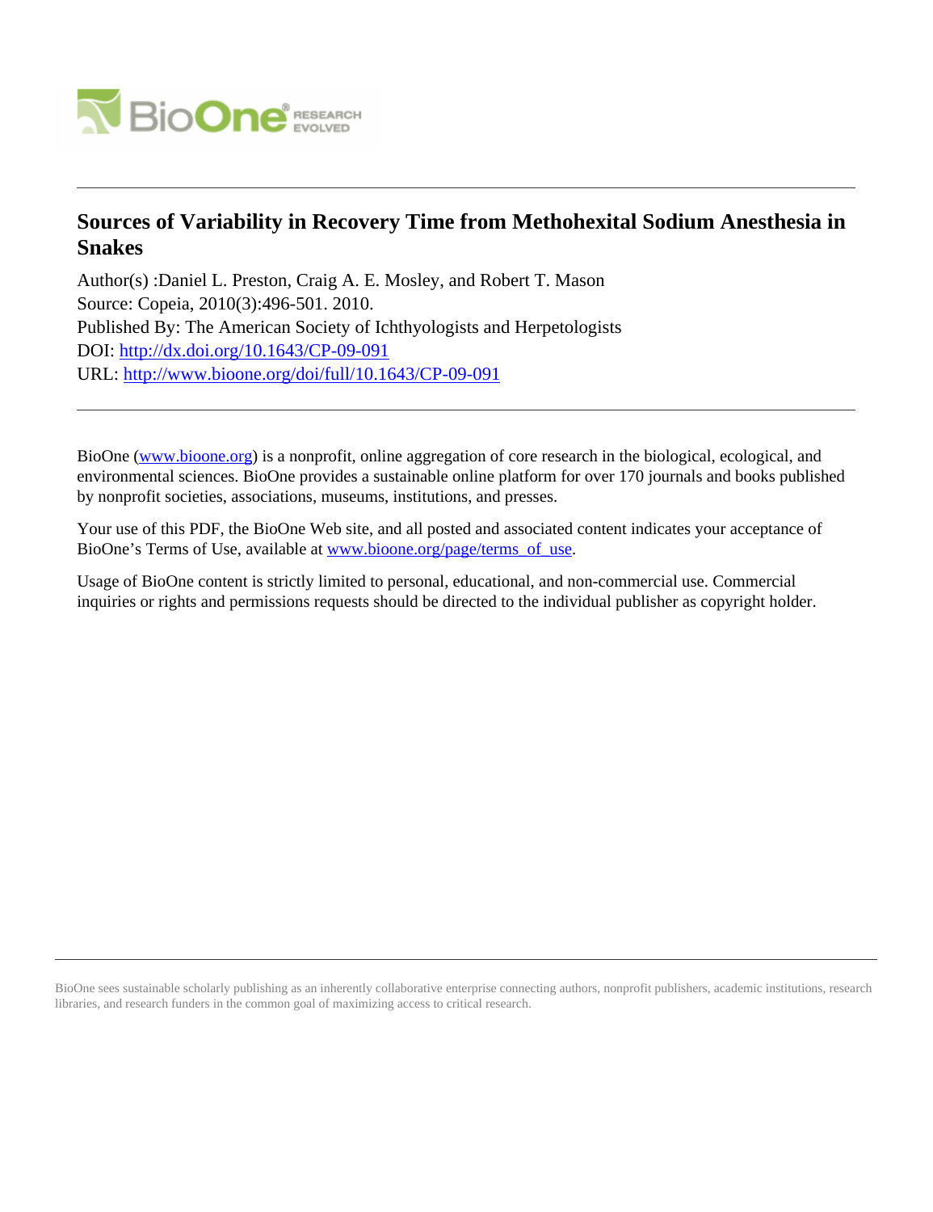# Sources of Variability in Recovery Time from Methohexital Sodium Anesthesia in Snakes

Author(s) :Daniel L. Preston, Craig A. E. Mosley, and Robert T. Mason

Source: Copeia, 2010(3):496-501. 2010.

Published By: The American Society of Ichthyologists and Herpetologists

DOI: http://dx.doi.org/10.1643/CP-09-091

URL: http://www.bioone.org/doi/full/10.1643/CP-09-091

BioOne (www.bioone.org) is a nonprofit, online aggregation of core research in the biological, ecological, and environmental sciences. BioOne provides a sustainable online platform for over 170 journals and books published by nonprofit societies, associations, museums, institutions, and presses.

Your use of this PDF, the BioOne Web site, and all posted and associated content indicates your acceptance of BioOne's Terms of Use, available at www.bioone.org/page/terms_of_use.

Usage of BioOne content is strictly limited to personal, educational, and non-commercial use. Commercial inquiries or rights and permissions requests should be directed to the individual publisher as copyright holder.

BioOne sees sustainable scholarly publishing as an inherently collaborative enterprise connecting authors, nonprofit publishers, academic institutions, research libraries, and research funders in the common goal of maximizing access to critical research.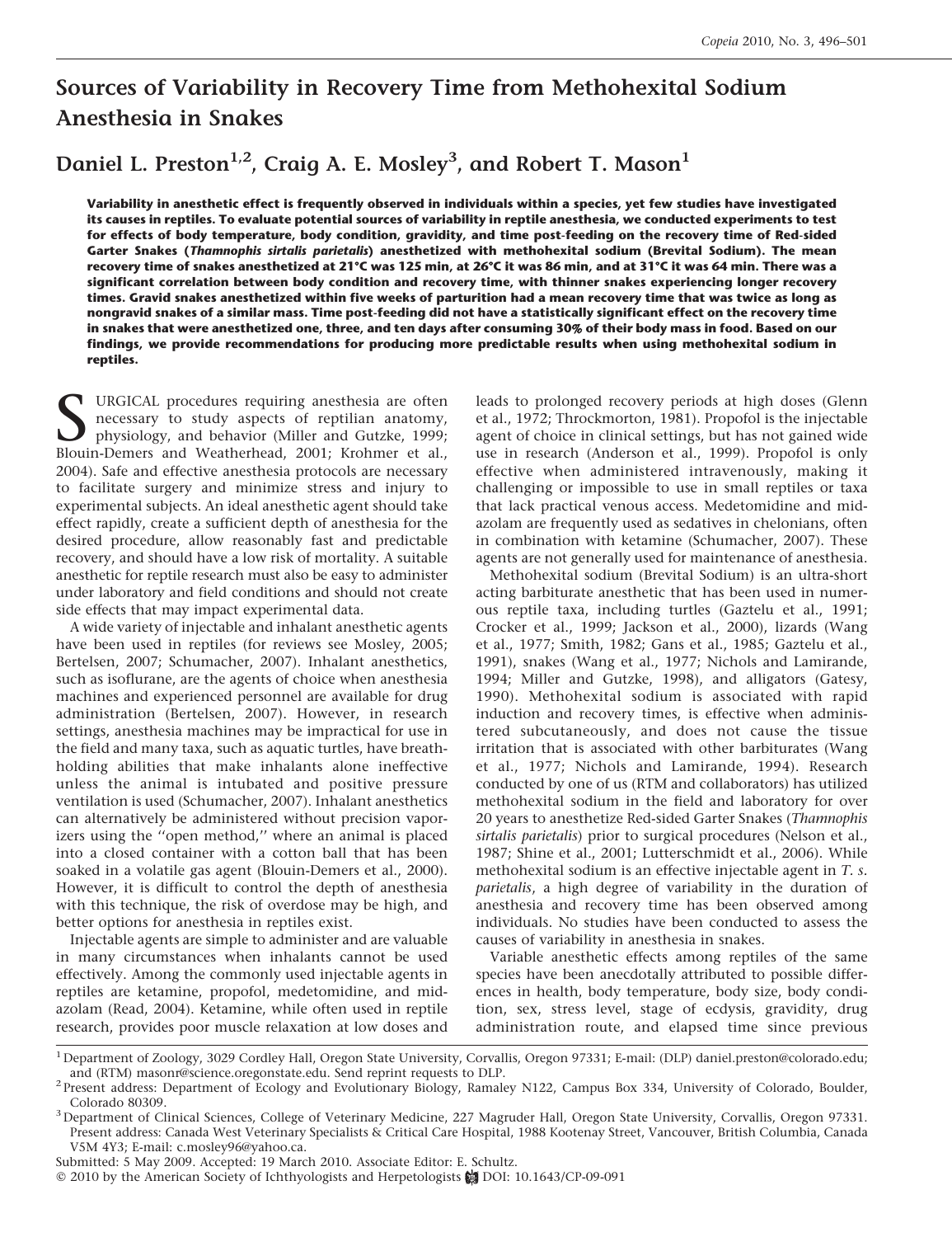# Sources of Variability in Recovery Time from Methohexital Sodium Anesthesia in Snakes

## Daniel L. Preston[1,2], Craig A. E. Mosley[3], and Robert T. Mason[1]

**Variability in anesthetic effect is frequently observed in individuals within a species, yet few studies have investigated its causes in reptiles. To evaluate potential sources of variability in reptile anesthesia, we conducted experiments to test for effects of body temperature, body condition, gravidity, and time post-feeding on the recovery time of Red-sided Garter Snakes (*Thamnophis sirtalis parietalis*) anesthetized with methohexital sodium (Brevital Sodium). The mean recovery time of snakes anesthetized at 21°C was 125 min, at 26°C it was 86 min, and at 31°C it was 64 min. There was a significant correlation between body condition and recovery time, with thinner snakes experiencing longer recovery times. Gravid snakes anesthetized within five weeks of parturition had a mean recovery time that was twice as long as nongravid snakes of a similar mass. Time post-feeding did not have a statistically significant effect on the recovery time in snakes that were anesthetized one, three, and ten days after consuming 30% of their body mass in food. Based on our findings, we provide recommendations for producing more predictable results when using methohexital sodium in reptiles.**

SURGICAL procedures requiring anesthesia are often necessary to study aspects of reptilian anatomy, physiology, and behavior (Miller and Gutzke, 1999; Blouin-Demers and Weatherhead, 2001; Krohmer et al., 2004). Safe and effective anesthesia protocols are necessary to facilitate surgery and minimize stress and injury to experimental subjects. An ideal anesthetic agent should take effect rapidly, create a sufficient depth of anesthesia for the desired procedure, allow reasonably fast and predictable recovery, and should have a low risk of mortality. A suitable anesthetic for reptile research must also be easy to administer under laboratory and field conditions and should not create side effects that may impact experimental data.

A wide variety of injectable and inhalant anesthetic agents have been used in reptiles (for reviews see Mosley, 2005; Bertelsen, 2007; Schumacher, 2007). Inhalant anesthetics, such as isoflurane, are the agents of choice when anesthesia machines and experienced personnel are available for drug administration (Bertelsen, 2007). However, in research settings, anesthesia machines may be impractical for use in the field and many taxa, such as aquatic turtles, have breath-holding abilities that make inhalants alone ineffective unless the animal is intubated and positive pressure ventilation is used (Schumacher, 2007). Inhalant anesthetics can alternatively be administered without precision vaporizers using the "open method," where an animal is placed into a closed container with a cotton ball that has been soaked in a volatile gas agent (Blouin-Demers et al., 2000). However, it is difficult to control the depth of anesthesia with this technique, the risk of overdose may be high, and better options for anesthesia in reptiles exist.

Injectable agents are simple to administer and are valuable in many circumstances when inhalants cannot be used effectively. Among the commonly used injectable agents in reptiles are ketamine, propofol, medetomidine, and midazolam (Read, 2004). Ketamine, while often used in reptile research, provides poor muscle relaxation at low doses and leads to prolonged recovery periods at high doses (Glenn et al., 1972; Throckmorton, 1981). Propofol is the injectable agent of choice in clinical settings, but has not gained wide use in research (Anderson et al., 1999). Propofol is only effective when administered intravenously, making it challenging or impossible to use in small reptiles or taxa that lack practical venous access. Medetomidine and midazolam are frequently used as sedatives in chelonians, often in combination with ketamine (Schumacher, 2007). These agents are not generally used for maintenance of anesthesia.

Methohexital sodium (Brevital Sodium) is an ultra-short acting barbiturate anesthetic that has been used in numerous reptile taxa, including turtles (Gaztelu et al., 1991; Crocker et al., 1999; Jackson et al., 2000), lizards (Wang et al., 1977; Smith, 1982; Gans et al., 1985; Gaztelu et al., 1991), snakes (Wang et al., 1977; Nichols and Lamirande, 1994; Miller and Gutzke, 1998), and alligators (Gatesy, 1990). Methohexital sodium is associated with rapid induction and recovery times, is effective when administered subcutaneously, and does not cause the tissue irritation that is associated with other barbiturates (Wang et al., 1977; Nichols and Lamirande, 1994). Research conducted by one of us (RTM and collaborators) has utilized methohexital sodium in the field and laboratory for over 20 years to anesthetize Red-sided Garter Snakes (*Thamnophis sirtalis parietalis*) prior to surgical procedures (Nelson et al., 1987; Shine et al., 2001; Lutterschmidt et al., 2006). While methohexital sodium is an effective injectable agent in *T. s. parietalis*, a high degree of variability in the duration of anesthesia and recovery time has been observed among individuals. No studies have been conducted to assess the causes of variability in anesthesia in snakes.

Variable anesthetic effects among reptiles of the same species have been anecdotally attributed to possible differences in health, body temperature, body size, body condition, sex, stress level, stage of ecdysis, gravidity, drug administration route, and elapsed time since previous

[1] Department of Zoology, 3029 Cordley Hall, Oregon State University, Corvallis, Oregon 97331; E-mail: (DLP) daniel.preston@colorado.edu; and (RTM) masonr@science.oregonstate.edu. Send reprint requests to DLP.
[2] Present address: Department of Ecology and Evolutionary Biology, Ramaley N122, Campus Box 334, University of Colorado, Boulder, Colorado 80309.
[3] Department of Clinical Sciences, College of Veterinary Medicine, 227 Magruder Hall, Oregon State University, Corvallis, Oregon 97331. Present address: Canada West Veterinary Specialists & Critical Care Hospital, 1988 Kootenay Street, Vancouver, British Columbia, Canada V5M 4Y3; E-mail: c.mosley96@yahoo.ca.

Submitted: 5 May 2009. Accepted: 19 March 2010. Associate Editor: E. Schultz.
© 2010 by the American Society of Ichthyologists and Herpetologists DOI: 10.1643/CP-09-091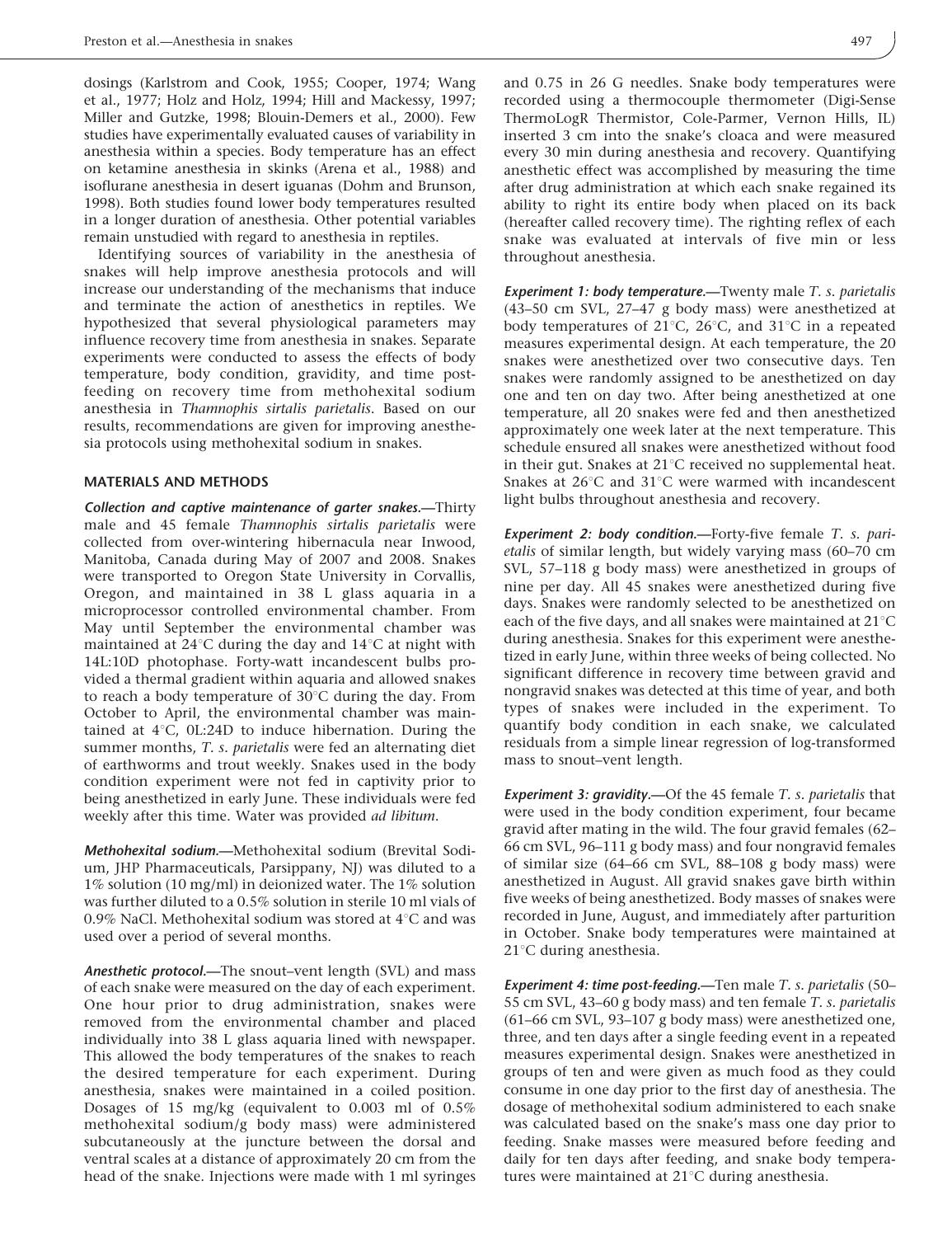dosings (Karlstrom and Cook, 1955; Cooper, 1974; Wang et al., 1977; Holz and Holz, 1994; Hill and Mackessy, 1997; Miller and Gutzke, 1998; Blouin-Demers et al., 2000). Few studies have experimentally evaluated causes of variability in anesthesia within a species. Body temperature has an effect on ketamine anesthesia in skinks (Arena et al., 1988) and isoflurane anesthesia in desert iguanas (Dohm and Brunson, 1998). Both studies found lower body temperatures resulted in a longer duration of anesthesia. Other potential variables remain unstudied with regard to anesthesia in reptiles.

Identifying sources of variability in the anesthesia of snakes will help improve anesthesia protocols and will increase our understanding of the mechanisms that induce and terminate the action of anesthetics in reptiles. We hypothesized that several physiological parameters may influence recovery time from anesthesia in snakes. Separate experiments were conducted to assess the effects of body temperature, body condition, gravidity, and time post-feeding on recovery time from methohexital sodium anesthesia in *Thamnophis sirtalis parietalis*. Based on our results, recommendations are given for improving anesthesia protocols using methohexital sodium in snakes.

## MATERIALS AND METHODS

***Collection and captive maintenance of garter snakes.***—Thirty male and 45 female *Thamnophis sirtalis parietalis* were collected from over-wintering hibernacula near Inwood, Manitoba, Canada during May of 2007 and 2008. Snakes were transported to Oregon State University in Corvallis, Oregon, and maintained in 38 L glass aquaria in a microprocessor controlled environmental chamber. From May until September the environmental chamber was maintained at 24°C during the day and 14°C at night with 14L:10D photophase. Forty-watt incandescent bulbs provided a thermal gradient within aquaria and allowed snakes to reach a body temperature of 30°C during the day. From October to April, the environmental chamber was maintained at 4°C, 0L:24D to induce hibernation. During the summer months, *T. s. parietalis* were fed an alternating diet of earthworms and trout weekly. Snakes used in the body condition experiment were not fed in captivity prior to being anesthetized in early June. These individuals were fed weekly after this time. Water was provided *ad libitum*.

***Methohexital sodium.***—Methohexital sodium (Brevital Sodium, JHP Pharmaceuticals, Parsippany, NJ) was diluted to a 1% solution (10 mg/ml) in deionized water. The 1% solution was further diluted to a 0.5% solution in sterile 10 ml vials of 0.9% NaCl. Methohexital sodium was stored at 4°C and was used over a period of several months.

***Anesthetic protocol.***—The snout–vent length (SVL) and mass of each snake were measured on the day of each experiment. One hour prior to drug administration, snakes were removed from the environmental chamber and placed individually into 38 L glass aquaria lined with newspaper. This allowed the body temperatures of the snakes to reach the desired temperature for each experiment. During anesthesia, snakes were maintained in a coiled position. Dosages of 15 mg/kg (equivalent to 0.003 ml of 0.5% methohexital sodium/g body mass) were administered subcutaneously at the juncture between the dorsal and ventral scales at a distance of approximately 20 cm from the head of the snake. Injections were made with 1 ml syringes and 0.75 in 26 G needles. Snake body temperatures were recorded using a thermocouple thermometer (Digi-Sense ThermoLogR Thermistor, Cole-Parmer, Vernon Hills, IL) inserted 3 cm into the snake's cloaca and were measured every 30 min during anesthesia and recovery. Quantifying anesthetic effect was accomplished by measuring the time after drug administration at which each snake regained its ability to right its entire body when placed on its back (hereafter called recovery time). The righting reflex of each snake was evaluated at intervals of five min or less throughout anesthesia.

***Experiment 1: body temperature.***—Twenty male *T. s. parietalis* (43–50 cm SVL, 27–47 g body mass) were anesthetized at body temperatures of 21°C, 26°C, and 31°C in a repeated measures experimental design. At each temperature, the 20 snakes were anesthetized over two consecutive days. Ten snakes were randomly assigned to be anesthetized on day one and ten on day two. After being anesthetized at one temperature, all 20 snakes were fed and then anesthetized approximately one week later at the next temperature. This schedule ensured all snakes were anesthetized without food in their gut. Snakes at 21°C received no supplemental heat. Snakes at 26°C and 31°C were warmed with incandescent light bulbs throughout anesthesia and recovery.

***Experiment 2: body condition.***—Forty-five female *T. s. parietalis* of similar length, but widely varying mass (60–70 cm SVL, 57–118 g body mass) were anesthetized in groups of nine per day. All 45 snakes were anesthetized during five days. Snakes were randomly selected to be anesthetized on each of the five days, and all snakes were maintained at 21°C during anesthesia. Snakes for this experiment were anesthetized in early June, within three weeks of being collected. No significant difference in recovery time between gravid and nongravid snakes was detected at this time of year, and both types of snakes were included in the experiment. To quantify body condition in each snake, we calculated residuals from a simple linear regression of log-transformed mass to snout–vent length.

***Experiment 3: gravidity.***—Of the 45 female *T. s. parietalis* that were used in the body condition experiment, four became gravid after mating in the wild. The four gravid females (62–66 cm SVL, 96–111 g body mass) and four nongravid females of similar size (64–66 cm SVL, 88–108 g body mass) were anesthetized in August. All gravid snakes gave birth within five weeks of being anesthetized. Body masses of snakes were recorded in June, August, and immediately after parturition in October. Snake body temperatures were maintained at 21°C during anesthesia.

***Experiment 4: time post-feeding.***—Ten male *T. s. parietalis* (50–55 cm SVL, 43–60 g body mass) and ten female *T. s. parietalis* (61–66 cm SVL, 93–107 g body mass) were anesthetized one, three, and ten days after a single feeding event in a repeated measures experimental design. Snakes were anesthetized in groups of ten and were given as much food as they could consume in one day prior to the first day of anesthesia. The dosage of methohexital sodium administered to each snake was calculated based on the snake's mass one day prior to feeding. Snake masses were measured before feeding and daily for ten days after feeding, and snake body temperatures were maintained at 21°C during anesthesia.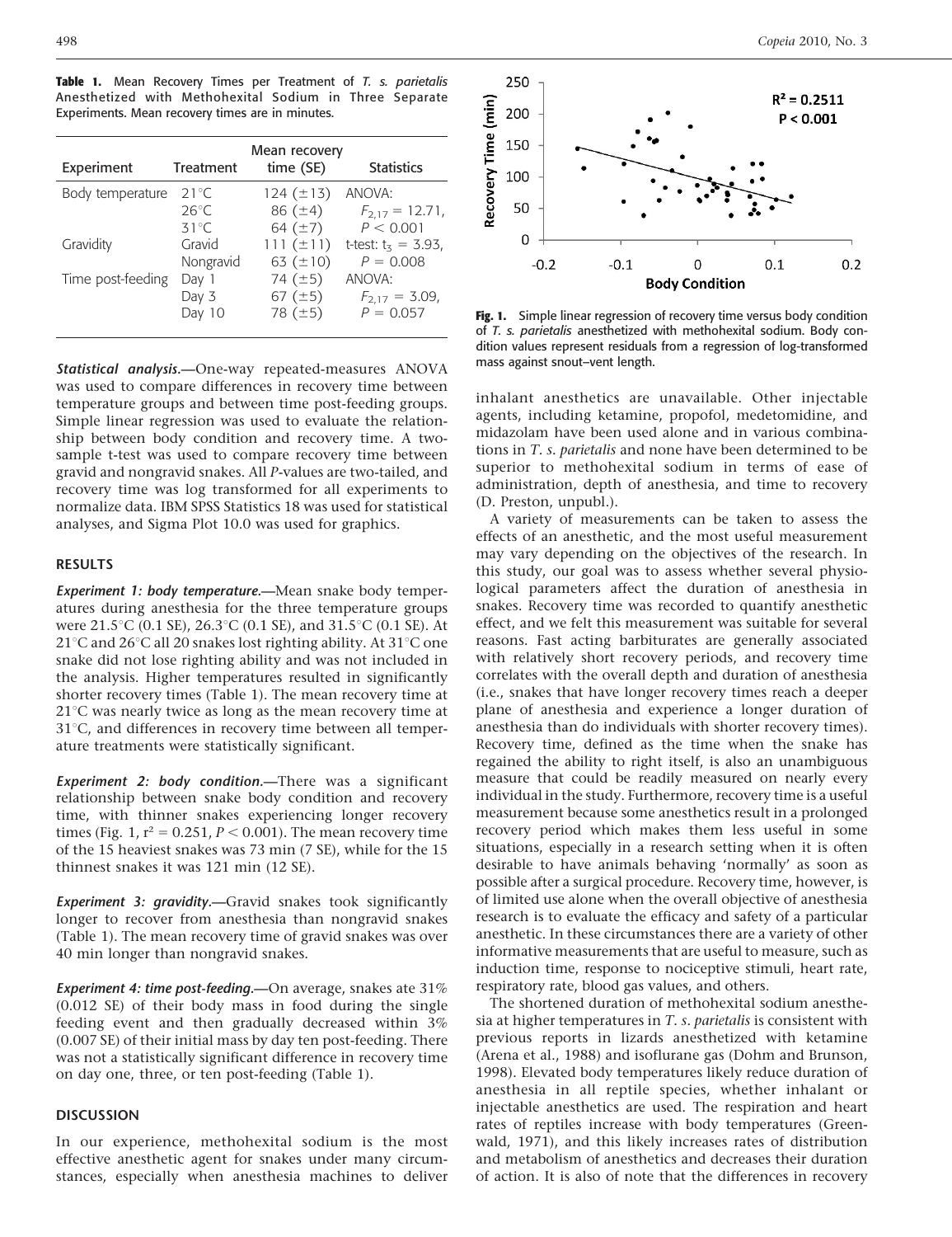**Table 1.** Mean Recovery Times per Treatment of *T. s. parietalis* Anesthetized with Methohexital Sodium in Three Separate Experiments. Mean recovery times are in minutes.

| Experiment | Treatment | Mean recovery time (SE) | Statistics |
|---|---|---|---|
| Body temperature | 21°C | 124 (±13) | ANOVA: |
| | 26°C | 86 (±4) | $F_{2,17} = 12.71$, |
| | 31°C | 64 (±7) | $P < 0.001$ |
| Gravidity | Gravid | 111 (±11) | t-test: $t_3 = 3.93$, |
| | Nongravid | 63 (±10) | $P = 0.008$ |
| Time post-feeding | Day 1 | 74 (±5) | ANOVA: |
| | Day 3 | 67 (±5) | $F_{2,17} = 3.09$, |
| | Day 10 | 78 (±5) | $P = 0.057$ |

***Statistical analysis.***—One-way repeated-measures ANOVA was used to compare differences in recovery time between temperature groups and between time post-feeding groups. Simple linear regression was used to evaluate the relationship between body condition and recovery time. A two-sample t-test was used to compare recovery time between gravid and nongravid snakes. All *P*-values are two-tailed, and recovery time was log transformed for all experiments to normalize data. IBM SPSS Statistics 18 was used for statistical analyses, and Sigma Plot 10.0 was used for graphics.

## RESULTS

***Experiment 1: body temperature.***—Mean snake body temperatures during anesthesia for the three temperature groups were 21.5°C (0.1 SE), 26.3°C (0.1 SE), and 31.5°C (0.1 SE). At 21°C and 26°C all 20 snakes lost righting ability. At 31°C one snake did not lose righting ability and was not included in the analysis. Higher temperatures resulted in significantly shorter recovery times (Table 1). The mean recovery time at 21°C was nearly twice as long as the mean recovery time at 31°C, and differences in recovery time between all temperature treatments were statistically significant.

***Experiment 2: body condition.***—There was a significant relationship between snake body condition and recovery time, with thinner snakes experiencing longer recovery times (Fig. 1, $r^2 = 0.251$, $P < 0.001$). The mean recovery time of the 15 heaviest snakes was 73 min (7 SE), while for the 15 thinnest snakes it was 121 min (12 SE).

***Experiment 3: gravidity.***—Gravid snakes took significantly longer to recover from anesthesia than nongravid snakes (Table 1). The mean recovery time of gravid snakes was over 40 min longer than nongravid snakes.

***Experiment 4: time post-feeding.***—On average, snakes ate 31% (0.012 SE) of their body mass in food during the single feeding event and then gradually decreased within 3% (0.007 SE) of their initial mass by day ten post-feeding. There was not a statistically significant difference in recovery time on day one, three, or ten post-feeding (Table 1).

## DISCUSSION

In our experience, methohexital sodium is the most effective anesthetic agent for snakes under many circumstances, especially when anesthesia machines to deliver inhalant anesthetics are unavailable. Other injectable agents, including ketamine, propofol, medetomidine, and midazolam have been used alone and in various combinations in *T. s. parietalis* and none have been determined to be superior to methohexital sodium in terms of ease of administration, depth of anesthesia, and time to recovery (D. Preston, unpubl.).

**Fig. 1.** Simple linear regression of recovery time versus body condition of *T. s. parietalis* anesthetized with methohexital sodium. Body condition values represent residuals from a regression of log-transformed mass against snout–vent length.

A variety of measurements can be taken to assess the effects of an anesthetic, and the most useful measurement may vary depending on the objectives of the research. In this study, our goal was to assess whether several physiological parameters affect the duration of anesthesia in snakes. Recovery time was recorded to quantify anesthetic effect, and we felt this measurement was suitable for several reasons. Fast acting barbiturates are generally associated with relatively short recovery periods, and recovery time correlates with the overall depth and duration of anesthesia (i.e., snakes that have longer recovery times reach a deeper plane of anesthesia and experience a longer duration of anesthesia than do individuals with shorter recovery times). Recovery time, defined as the time when the snake has regained the ability to right itself, is also an unambiguous measure that could be readily measured on nearly every individual in the study. Furthermore, recovery time is a useful measurement because some anesthetics result in a prolonged recovery period which makes them less useful in some situations, especially in a research setting when it is often desirable to have animals behaving 'normally' as soon as possible after a surgical procedure. Recovery time, however, is of limited use alone when the overall objective of anesthesia research is to evaluate the efficacy and safety of a particular anesthetic. In these circumstances there are a variety of other informative measurements that are useful to measure, such as induction time, response to nociceptive stimuli, heart rate, respiratory rate, blood gas values, and others.

The shortened duration of methohexital sodium anesthesia at higher temperatures in *T. s. parietalis* is consistent with previous reports in lizards anesthetized with ketamine (Arena et al., 1988) and isoflurane gas (Dohm and Brunson, 1998). Elevated body temperatures likely reduce duration of anesthesia in all reptile species, whether inhalant or injectable anesthetics are used. The respiration and heart rates of reptiles increase with body temperatures (Greenwald, 1971), and this likely increases rates of distribution and metabolism of anesthetics and decreases their duration of action. It is also of note that the differences in recovery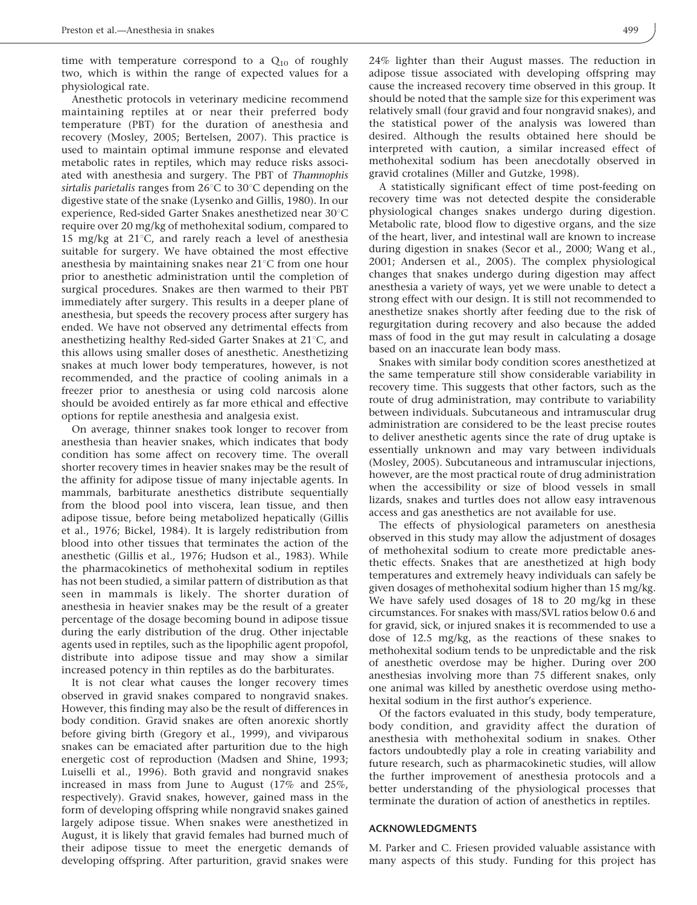time with temperature correspond to a $Q_{10}$ of roughly two, which is within the range of expected values for a physiological rate.

Anesthetic protocols in veterinary medicine recommend maintaining reptiles at or near their preferred body temperature (PBT) for the duration of anesthesia and recovery (Mosley, 2005; Bertelsen, 2007). This practice is used to maintain optimal immune response and elevated metabolic rates in reptiles, which may reduce risks associated with anesthesia and surgery. The PBT of *Thamnophis sirtalis parietalis* ranges from 26°C to 30°C depending on the digestive state of the snake (Lysenko and Gillis, 1980). In our experience, Red-sided Garter Snakes anesthetized near 30°C require over 20 mg/kg of methohexital sodium, compared to 15 mg/kg at 21°C, and rarely reach a level of anesthesia suitable for surgery. We have obtained the most effective anesthesia by maintaining snakes near 21°C from one hour prior to anesthetic administration until the completion of surgical procedures. Snakes are then warmed to their PBT immediately after surgery. This results in a deeper plane of anesthesia, but speeds the recovery process after surgery has ended. We have not observed any detrimental effects from anesthetizing healthy Red-sided Garter Snakes at 21°C, and this allows using smaller doses of anesthetic. Anesthetizing snakes at much lower body temperatures, however, is not recommended, and the practice of cooling animals in a freezer prior to anesthesia or using cold narcosis alone should be avoided entirely as far more ethical and effective options for reptile anesthesia and analgesia exist.

On average, thinner snakes took longer to recover from anesthesia than heavier snakes, which indicates that body condition has some affect on recovery time. The overall shorter recovery times in heavier snakes may be the result of the affinity for adipose tissue of many injectable agents. In mammals, barbiturate anesthetics distribute sequentially from the blood pool into viscera, lean tissue, and then adipose tissue, before being metabolized hepatically (Gillis et al., 1976; Bickel, 1984). It is largely redistribution from blood into other tissues that terminates the action of the anesthetic (Gillis et al., 1976; Hudson et al., 1983). While the pharmacokinetics of methohexital sodium in reptiles has not been studied, a similar pattern of distribution as that seen in mammals is likely. The shorter duration of anesthesia in heavier snakes may be the result of a greater percentage of the dosage becoming bound in adipose tissue during the early distribution of the drug. Other injectable agents used in reptiles, such as the lipophilic agent propofol, distribute into adipose tissue and may show a similar increased potency in thin reptiles as do the barbiturates.

It is not clear what causes the longer recovery times observed in gravid snakes compared to nongravid snakes. However, this finding may also be the result of differences in body condition. Gravid snakes are often anorexic shortly before giving birth (Gregory et al., 1999), and viviparous snakes can be emaciated after parturition due to the high energetic cost of reproduction (Madsen and Shine, 1993; Luiselli et al., 1996). Both gravid and nongravid snakes increased in mass from June to August (17% and 25%, respectively). Gravid snakes, however, gained mass in the form of developing offspring while nongravid snakes gained largely adipose tissue. When snakes were anesthetized in August, it is likely that gravid females had burned much of their adipose tissue to meet the energetic demands of developing offspring. After parturition, gravid snakes were 24% lighter than their August masses. The reduction in adipose tissue associated with developing offspring may cause the increased recovery time observed in this group. It should be noted that the sample size for this experiment was relatively small (four gravid and four nongravid snakes), and the statistical power of the analysis was lowered than desired. Although the results obtained here should be interpreted with caution, a similar increased effect of methohexital sodium has been anecdotally observed in gravid crotalines (Miller and Gutzke, 1998).

A statistically significant effect of time post-feeding on recovery time was not detected despite the considerable physiological changes snakes undergo during digestion. Metabolic rate, blood flow to digestive organs, and the size of the heart, liver, and intestinal wall are known to increase during digestion in snakes (Secor et al., 2000; Wang et al., 2001; Andersen et al., 2005). The complex physiological changes that snakes undergo during digestion may affect anesthesia a variety of ways, yet we were unable to detect a strong effect with our design. It is still not recommended to anesthetize snakes shortly after feeding due to the risk of regurgitation during recovery and also because the added mass of food in the gut may result in calculating a dosage based on an inaccurate lean body mass.

Snakes with similar body condition scores anesthetized at the same temperature still show considerable variability in recovery time. This suggests that other factors, such as the route of drug administration, may contribute to variability between individuals. Subcutaneous and intramuscular drug administration are considered to be the least precise routes to deliver anesthetic agents since the rate of drug uptake is essentially unknown and may vary between individuals (Mosley, 2005). Subcutaneous and intramuscular injections, however, are the most practical route of drug administration when the accessibility or size of blood vessels in small lizards, snakes and turtles does not allow easy intravenous access and gas anesthetics are not available for use.

The effects of physiological parameters on anesthesia observed in this study may allow the adjustment of dosages of methohexital sodium to create more predictable anesthetic effects. Snakes that are anesthetized at high body temperatures and extremely heavy individuals can safely be given dosages of methohexital sodium higher than 15 mg/kg. We have safely used dosages of 18 to 20 mg/kg in these circumstances. For snakes with mass/SVL ratios below 0.6 and for gravid, sick, or injured snakes it is recommended to use a dose of 12.5 mg/kg, as the reactions of these snakes to methohexital sodium tends to be unpredictable and the risk of anesthetic overdose may be higher. During over 200 anesthesias involving more than 75 different snakes, only one animal was killed by anesthetic overdose using methohexital sodium in the first author's experience.

Of the factors evaluated in this study, body temperature, body condition, and gravidity affect the duration of anesthesia with methohexital sodium in snakes. Other factors undoubtedly play a role in creating variability and future research, such as pharmacokinetic studies, will allow the further improvement of anesthesia protocols and a better understanding of the physiological processes that terminate the duration of action of anesthetics in reptiles.

## ACKNOWLEDGMENTS

M. Parker and C. Friesen provided valuable assistance with many aspects of this study. Funding for this project has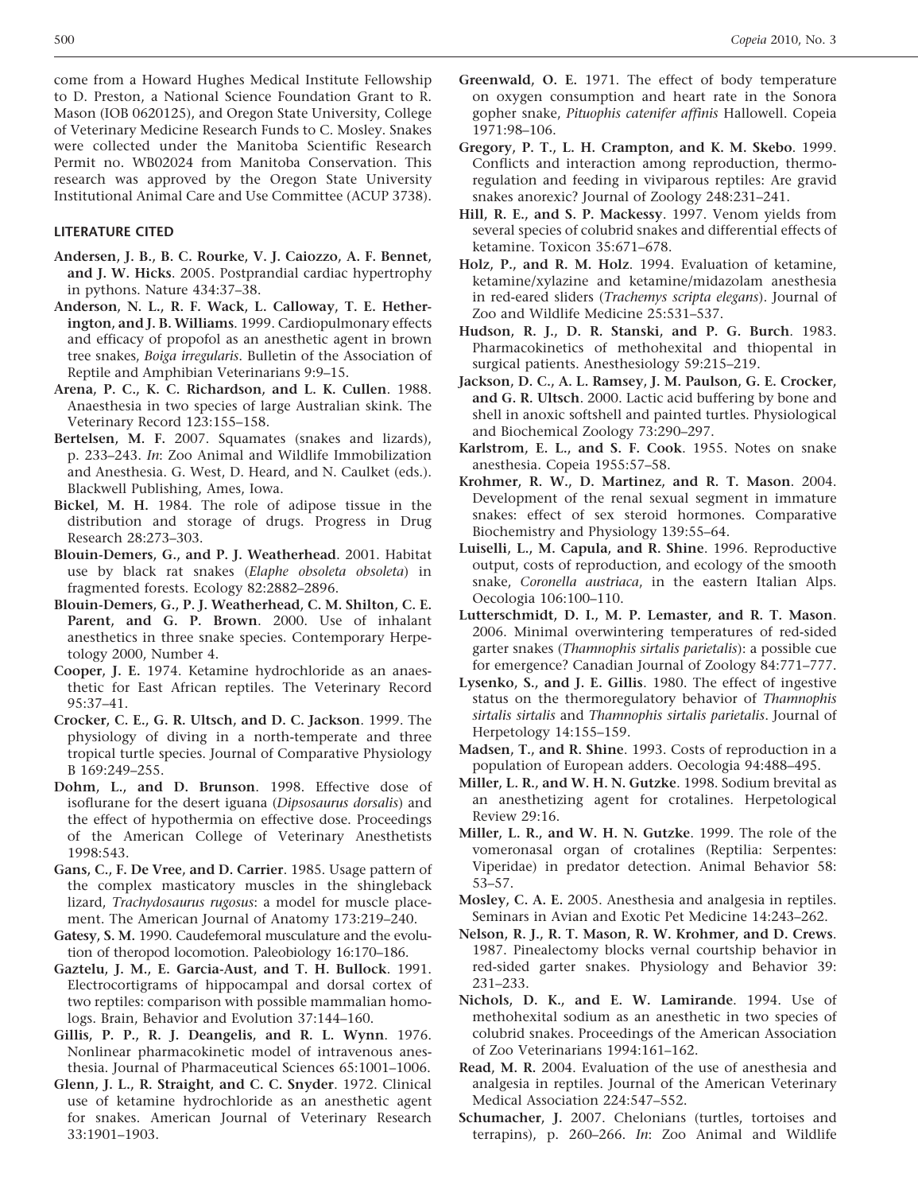come from a Howard Hughes Medical Institute Fellowship to D. Preston, a National Science Foundation Grant to R. Mason (IOB 0620125), and Oregon State University, College of Veterinary Medicine Research Funds to C. Mosley. Snakes were collected under the Manitoba Scientific Research Permit no. WB02024 from Manitoba Conservation. This research was approved by the Oregon State University Institutional Animal Care and Use Committee (ACUP 3738).

## LITERATURE CITED

**Andersen, J. B., B. C. Rourke, V. J. Caiozzo, A. F. Bennet, and J. W. Hicks**. 2005. Postprandial cardiac hypertrophy in pythons. Nature 434:37–38.

**Anderson, N. L., R. F. Wack, L. Calloway, T. E. Hetherington, and J. B. Williams**. 1999. Cardiopulmonary effects and efficacy of propofol as an anesthetic agent in brown tree snakes, *Boiga irregularis*. Bulletin of the Association of Reptile and Amphibian Veterinarians 9:9–15.

**Arena, P. C., K. C. Richardson, and L. K. Cullen**. 1988. Anaesthesia in two species of large Australian skink. The Veterinary Record 123:155–158.

**Bertelsen, M. F.** 2007. Squamates (snakes and lizards), p. 233–243. *In*: Zoo Animal and Wildlife Immobilization and Anesthesia. G. West, D. Heard, and N. Caulket (eds.). Blackwell Publishing, Ames, Iowa.

**Bickel, M. H.** 1984. The role of adipose tissue in the distribution and storage of drugs. Progress in Drug Research 28:273–303.

**Blouin-Demers, G., and P. J. Weatherhead**. 2001. Habitat use by black rat snakes (*Elaphe obsoleta obsoleta*) in fragmented forests. Ecology 82:2882–2896.

**Blouin-Demers, G., P. J. Weatherhead, C. M. Shilton, C. E. Parent, and G. P. Brown**. 2000. Use of inhalant anesthetics in three snake species. Contemporary Herpetology 2000, Number 4.

**Cooper, J. E.** 1974. Ketamine hydrochloride as an anaesthetic for East African reptiles. The Veterinary Record 95:37–41.

**Crocker, C. E., G. R. Ultsch, and D. C. Jackson**. 1999. The physiology of diving in a north-temperate and three tropical turtle species. Journal of Comparative Physiology B 169:249–255.

**Dohm, L., and D. Brunson**. 1998. Effective dose of isoflurane for the desert iguana (*Dipsosaurus dorsalis*) and the effect of hypothermia on effective dose. Proceedings of the American College of Veterinary Anesthetists 1998:543.

**Gans, C., F. De Vree, and D. Carrier**. 1985. Usage pattern of the complex masticatory muscles in the shingleback lizard, *Trachydosaurus rugosus*: a model for muscle placement. The American Journal of Anatomy 173:219–240.

**Gatesy, S. M.** 1990. Caudefemoral musculature and the evolution of theropod locomotion. Paleobiology 16:170–186.

**Gaztelu, J. M., E. Garcia-Aust, and T. H. Bullock**. 1991. Electrocortigrams of hippocampal and dorsal cortex of two reptiles: comparison with possible mammalian homologs. Brain, Behavior and Evolution 37:144–160.

**Gillis, P. P., R. J. Deangelis, and R. L. Wynn**. 1976. Nonlinear pharmacokinetic model of intravenous anesthesia. Journal of Pharmaceutical Sciences 65:1001–1006.

**Glenn, J. L., R. Straight, and C. C. Snyder**. 1972. Clinical use of ketamine hydrochloride as an anesthetic agent for snakes. American Journal of Veterinary Research 33:1901–1903.

**Greenwald, O. E.** 1971. The effect of body temperature on oxygen consumption and heart rate in the Sonora gopher snake, *Pituophis catenifer affinis* Hallowell. Copeia 1971:98–106.

**Gregory, P. T., L. H. Crampton, and K. M. Skebo**. 1999. Conflicts and interaction among reproduction, thermoregulation and feeding in viviparous reptiles: Are gravid snakes anorexic? Journal of Zoology 248:231–241.

**Hill, R. E., and S. P. Mackessy**. 1997. Venom yields from several species of colubrid snakes and differential effects of ketamine. Toxicon 35:671–678.

**Holz, P., and R. M. Holz**. 1994. Evaluation of ketamine, ketamine/xylazine and ketamine/midazolam anesthesia in red-eared sliders (*Trachemys scripta elegans*). Journal of Zoo and Wildlife Medicine 25:531–537.

**Hudson, R. J., D. R. Stanski, and P. G. Burch**. 1983. Pharmacokinetics of methohexital and thiopental in surgical patients. Anesthesiology 59:215–219.

**Jackson, D. C., A. L. Ramsey, J. M. Paulson, G. E. Crocker, and G. R. Ultsch**. 2000. Lactic acid buffering by bone and shell in anoxic softshell and painted turtles. Physiological and Biochemical Zoology 73:290–297.

**Karlstrom, E. L., and S. F. Cook**. 1955. Notes on snake anesthesia. Copeia 1955:57–58.

**Krohmer, R. W., D. Martinez, and R. T. Mason**. 2004. Development of the renal sexual segment in immature snakes: effect of sex steroid hormones. Comparative Biochemistry and Physiology 139:55–64.

**Luiselli, L., M. Capula, and R. Shine**. 1996. Reproductive output, costs of reproduction, and ecology of the smooth snake, *Coronella austriaca*, in the eastern Italian Alps. Oecologia 106:100–110.

**Lutterschmidt, D. I., M. P. Lemaster, and R. T. Mason**. 2006. Minimal overwintering temperatures of red-sided garter snakes (*Thamnophis sirtalis parietalis*): a possible cue for emergence? Canadian Journal of Zoology 84:771–777.

**Lysenko, S., and J. E. Gillis**. 1980. The effect of ingestive status on the thermoregulatory behavior of *Thamnophis sirtalis sirtalis* and *Thamnophis sirtalis parietalis*. Journal of Herpetology 14:155–159.

**Madsen, T., and R. Shine**. 1993. Costs of reproduction in a population of European adders. Oecologia 94:488–495.

**Miller, L. R., and W. H. N. Gutzke**. 1998. Sodium brevital as an anesthetizing agent for crotalines. Herpetological Review 29:16.

**Miller, L. R., and W. H. N. Gutzke**. 1999. The role of the vomeronasal organ of crotalines (Reptilia: Serpentes: Viperidae) in predator detection. Animal Behavior 58: 53–57.

**Mosley, C. A. E.** 2005. Anesthesia and analgesia in reptiles. Seminars in Avian and Exotic Pet Medicine 14:243–262.

**Nelson, R. J., R. T. Mason, R. W. Krohmer, and D. Crews**. 1987. Pinealectomy blocks vernal courtship behavior in red-sided garter snakes. Physiology and Behavior 39: 231–233.

**Nichols, D. K., and E. W. Lamirande**. 1994. Use of methohexital sodium as an anesthetic in two species of colubrid snakes. Proceedings of the American Association of Zoo Veterinarians 1994:161–162.

**Read, M. R.** 2004. Evaluation of the use of anesthesia and analgesia in reptiles. Journal of the American Veterinary Medical Association 224:547–552.

**Schumacher, J.** 2007. Chelonians (turtles, tortoises and terrapins), p. 260–266. *In*: Zoo Animal and Wildlife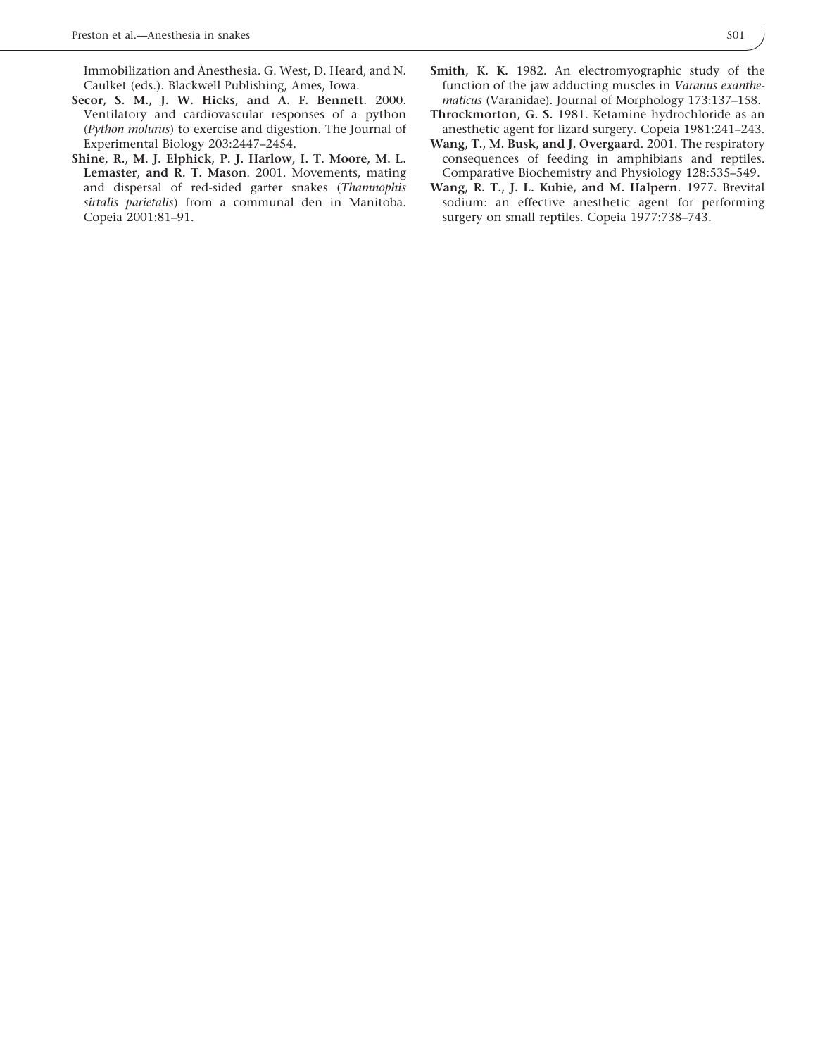Immobilization and Anesthesia. G. West, D. Heard, and N. Caulket (eds.). Blackwell Publishing, Ames, Iowa.

**Secor, S. M., J. W. Hicks, and A. F. Bennett**. 2000. Ventilatory and cardiovascular responses of a python (*Python molurus*) to exercise and digestion. The Journal of Experimental Biology 203:2447–2454.

**Shine, R., M. J. Elphick, P. J. Harlow, I. T. Moore, M. L. Lemaster, and R. T. Mason**. 2001. Movements, mating and dispersal of red-sided garter snakes (*Thamnophis sirtalis parietalis*) from a communal den in Manitoba. Copeia 2001:81–91.

**Smith, K. K.** 1982. An electromyographic study of the function of the jaw adducting muscles in *Varanus exanthematicus* (Varanidae). Journal of Morphology 173:137–158.

**Throckmorton, G. S.** 1981. Ketamine hydrochloride as an anesthetic agent for lizard surgery. Copeia 1981:241–243.

**Wang, T., M. Busk, and J. Overgaard**. 2001. The respiratory consequences of feeding in amphibians and reptiles. Comparative Biochemistry and Physiology 128:535–549.

**Wang, R. T., J. L. Kubie, and M. Halpern**. 1977. Brevital sodium: an effective anesthetic agent for performing surgery on small reptiles. Copeia 1977:738–743.